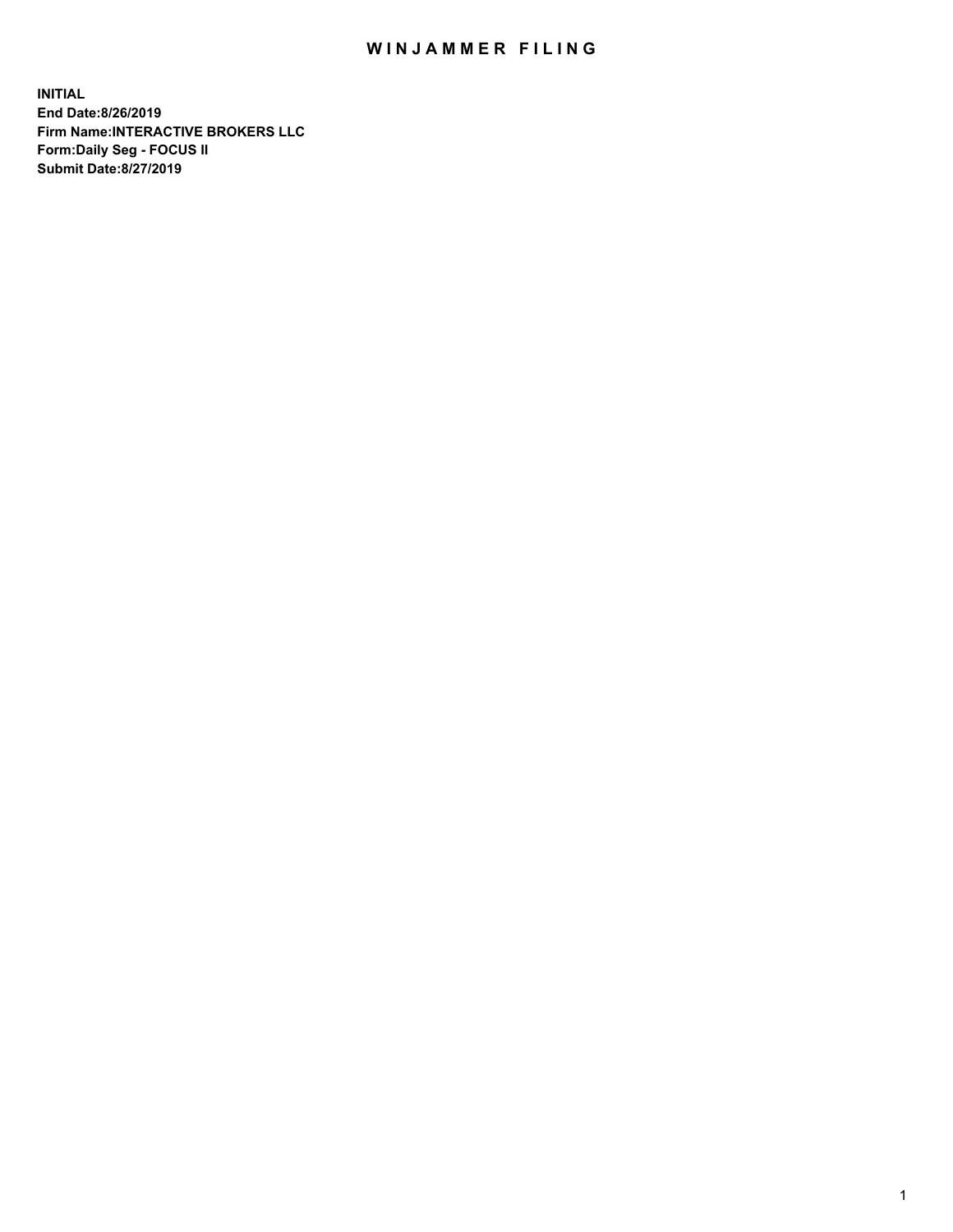# WINJAMMER FILING

**INITIAL**
**End Date:8/26/2019**
**Firm Name:INTERACTIVE BROKERS LLC**
**Form:Daily Seg - FOCUS II**
**Submit Date:8/27/2019**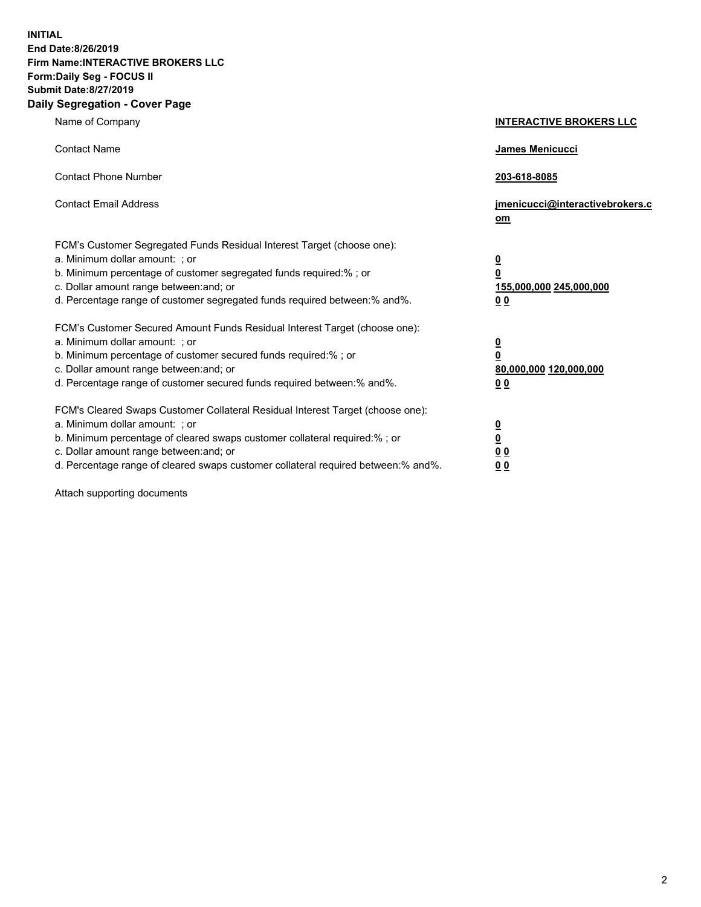**INITIAL**
**End Date:8/26/2019**
**Firm Name:INTERACTIVE BROKERS LLC**
**Form:Daily Seg - FOCUS II**
**Submit Date:8/27/2019**

## Daily Segregation - Cover Page

| | |
|---|---|
| Name of Company | **INTERACTIVE BROKERS LLC** |
| Contact Name | **James Menicucci** |
| Contact Phone Number | **203-618-8085** |
| Contact Email Address | **jmenicucci@interactivebrokers.com** |

FCM's Customer Segregated Funds Residual Interest Target (choose one):

| | |
|---|---|
| a. Minimum dollar amount: ; or | **0** |
| b. Minimum percentage of customer segregated funds required:% ; or | **0** |
| c. Dollar amount range between:and; or | **155,000,000 245,000,000** |
| d. Percentage range of customer segregated funds required between:% and%. | **0 0** |

FCM's Customer Secured Amount Funds Residual Interest Target (choose one):

| | |
|---|---|
| a. Minimum dollar amount: ; or | **0** |
| b. Minimum percentage of customer secured funds required:% ; or | **0** |
| c. Dollar amount range between:and; or | **80,000,000 120,000,000** |
| d. Percentage range of customer secured funds required between:% and%. | **0 0** |

FCM's Cleared Swaps Customer Collateral Residual Interest Target (choose one):

| | |
|---|---|
| a. Minimum dollar amount: ; or | **0** |
| b. Minimum percentage of cleared swaps customer collateral required:% ; or | **0** |
| c. Dollar amount range between:and; or | **0 0** |
| d. Percentage range of cleared swaps customer collateral required between:% and%. | **0 0** |

Attach supporting documents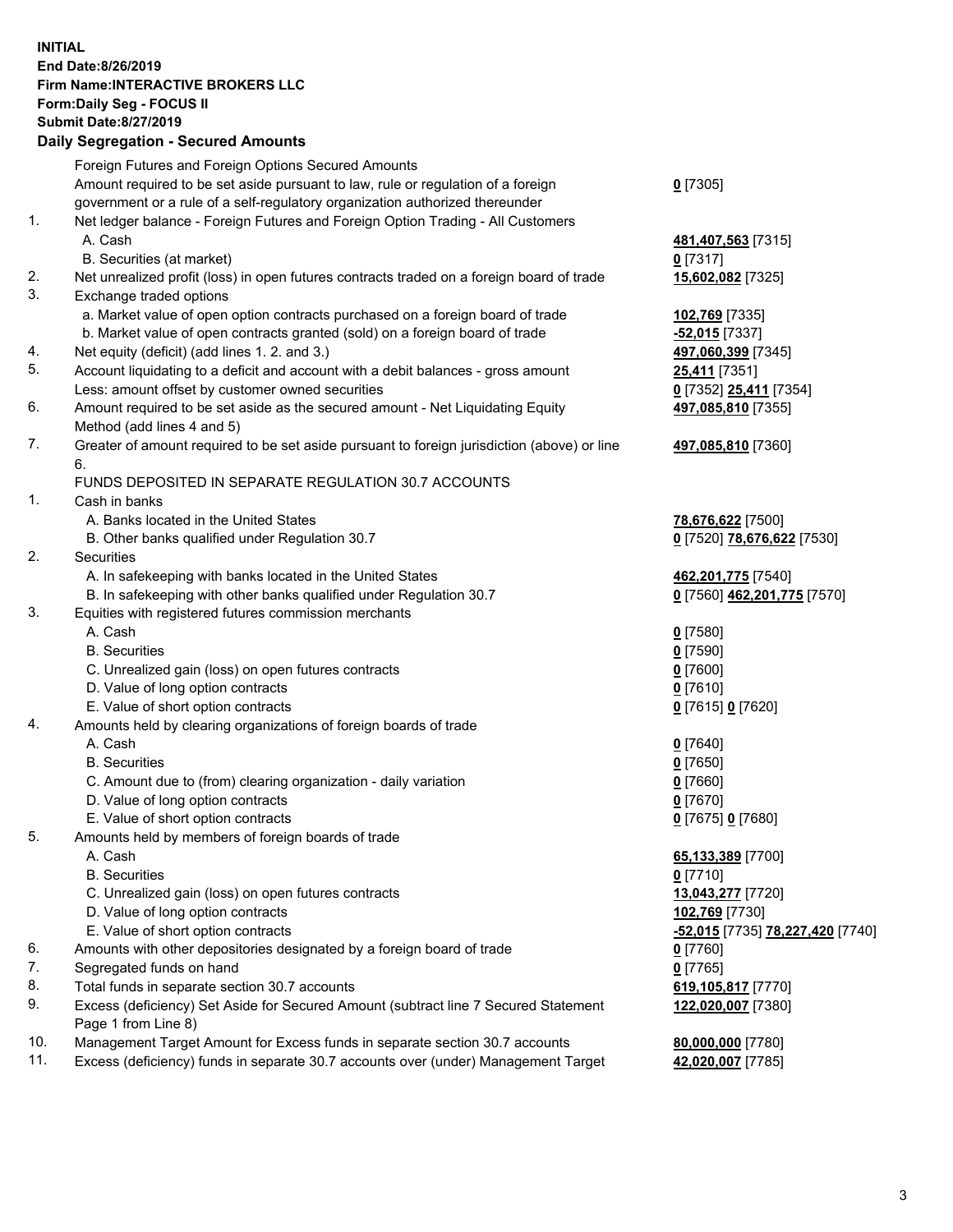**INITIAL**
**End Date:8/26/2019**
**Firm Name:INTERACTIVE BROKERS LLC**
**Form:Daily Seg - FOCUS II**
**Submit Date:8/27/2019**

**Daily Segregation - Secured Amounts**

| | | |
|---|---|---|
| | Foreign Futures and Foreign Options Secured Amounts | |
| | Amount required to be set aside pursuant to law, rule or regulation of a foreign government or a rule of a self-regulatory organization authorized thereunder | **0** [7305] |
| 1. | Net ledger balance - Foreign Futures and Foreign Option Trading - All Customers | |
| | A. Cash | **481,407,563** [7315] |
| | B. Securities (at market) | **0** [7317] |
| 2. | Net unrealized profit (loss) in open futures contracts traded on a foreign board of trade | **15,602,082** [7325] |
| 3. | Exchange traded options | |
| | a. Market value of open option contracts purchased on a foreign board of trade | **102,769** [7335] |
| | b. Market value of open contracts granted (sold) on a foreign board of trade | **-52,015** [7337] |
| 4. | Net equity (deficit) (add lines 1. 2. and 3.) | **497,060,399** [7345] |
| 5. | Account liquidating to a deficit and account with a debit balances - gross amount | **25,411** [7351] |
| | Less: amount offset by customer owned securities | **0** [7352] **25,411** [7354] |
| 6. | Amount required to be set aside as the secured amount - Net Liquidating Equity Method (add lines 4 and 5) | **497,085,810** [7355] |
| 7. | Greater of amount required to be set aside pursuant to foreign jurisdiction (above) or line 6. | **497,085,810** [7360] |
| | FUNDS DEPOSITED IN SEPARATE REGULATION 30.7 ACCOUNTS | |
| 1. | Cash in banks | |
| | A. Banks located in the United States | **78,676,622** [7500] |
| | B. Other banks qualified under Regulation 30.7 | **0** [7520] **78,676,622** [7530] |
| 2. | Securities | |
| | A. In safekeeping with banks located in the United States | **462,201,775** [7540] |
| | B. In safekeeping with other banks qualified under Regulation 30.7 | **0** [7560] **462,201,775** [7570] |
| 3. | Equities with registered futures commission merchants | |
| | A. Cash | **0** [7580] |
| | B. Securities | **0** [7590] |
| | C. Unrealized gain (loss) on open futures contracts | **0** [7600] |
| | D. Value of long option contracts | **0** [7610] |
| | E. Value of short option contracts | **0** [7615] **0** [7620] |
| 4. | Amounts held by clearing organizations of foreign boards of trade | |
| | A. Cash | **0** [7640] |
| | B. Securities | **0** [7650] |
| | C. Amount due to (from) clearing organization - daily variation | **0** [7660] |
| | D. Value of long option contracts | **0** [7670] |
| | E. Value of short option contracts | **0** [7675] **0** [7680] |
| 5. | Amounts held by members of foreign boards of trade | |
| | A. Cash | **65,133,389** [7700] |
| | B. Securities | **0** [7710] |
| | C. Unrealized gain (loss) on open futures contracts | **13,043,277** [7720] |
| | D. Value of long option contracts | **102,769** [7730] |
| | E. Value of short option contracts | **-52,015** [7735] **78,227,420** [7740] |
| 6. | Amounts with other depositories designated by a foreign board of trade | **0** [7760] |
| 7. | Segregated funds on hand | **0** [7765] |
| 8. | Total funds in separate section 30.7 accounts | **619,105,817** [7770] |
| 9. | Excess (deficiency) Set Aside for Secured Amount (subtract line 7 Secured Statement Page 1 from Line 8) | **122,020,007** [7380] |
| 10. | Management Target Amount for Excess funds in separate section 30.7 accounts | **80,000,000** [7780] |
| 11. | Excess (deficiency) funds in separate 30.7 accounts over (under) Management Target | **42,020,007** [7785] |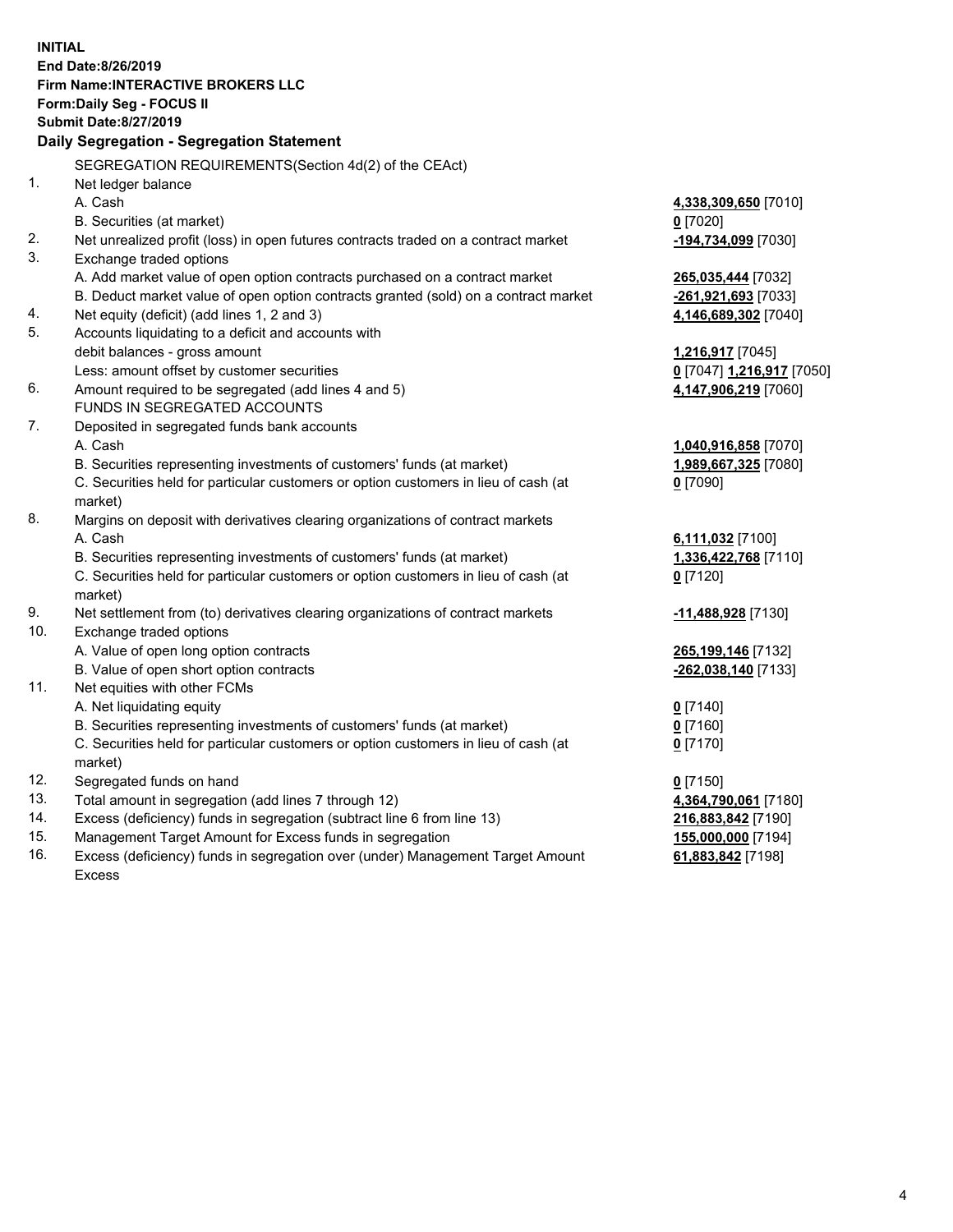**INITIAL**
**End Date:8/26/2019**
**Firm Name:INTERACTIVE BROKERS LLC**
**Form:Daily Seg - FOCUS II**
**Submit Date:8/27/2019**

## Daily Segregation - Segregation Statement

| | | |
|---|---|---|
| | SEGREGATION REQUIREMENTS(Section 4d(2) of the CEAct) | |
| 1. | Net ledger balance | |
| | A. Cash | **4,338,309,650** [7010] |
| | B. Securities (at market) | **0** [7020] |
| 2. | Net unrealized profit (loss) in open futures contracts traded on a contract market | **-194,734,099** [7030] |
| 3. | Exchange traded options | |
| | A. Add market value of open option contracts purchased on a contract market | **265,035,444** [7032] |
| | B. Deduct market value of open option contracts granted (sold) on a contract market | **-261,921,693** [7033] |
| 4. | Net equity (deficit) (add lines 1, 2 and 3) | **4,146,689,302** [7040] |
| 5. | Accounts liquidating to a deficit and accounts with | |
| | debit balances - gross amount | **1,216,917** [7045] |
| | Less: amount offset by customer securities | **0** [7047] **1,216,917** [7050] |
| 6. | Amount required to be segregated (add lines 4 and 5) | **4,147,906,219** [7060] |
| | FUNDS IN SEGREGATED ACCOUNTS | |
| 7. | Deposited in segregated funds bank accounts | |
| | A. Cash | **1,040,916,858** [7070] |
| | B. Securities representing investments of customers' funds (at market) | **1,989,667,325** [7080] |
| | C. Securities held for particular customers or option customers in lieu of cash (at market) | **0** [7090] |
| 8. | Margins on deposit with derivatives clearing organizations of contract markets | |
| | A. Cash | **6,111,032** [7100] |
| | B. Securities representing investments of customers' funds (at market) | **1,336,422,768** [7110] |
| | C. Securities held for particular customers or option customers in lieu of cash (at market) | **0** [7120] |
| 9. | Net settlement from (to) derivatives clearing organizations of contract markets | **-11,488,928** [7130] |
| 10. | Exchange traded options | |
| | A. Value of open long option contracts | **265,199,146** [7132] |
| | B. Value of open short option contracts | **-262,038,140** [7133] |
| 11. | Net equities with other FCMs | |
| | A. Net liquidating equity | **0** [7140] |
| | B. Securities representing investments of customers' funds (at market) | **0** [7160] |
| | C. Securities held for particular customers or option customers in lieu of cash (at market) | **0** [7170] |
| 12. | Segregated funds on hand | **0** [7150] |
| 13. | Total amount in segregation (add lines 7 through 12) | **4,364,790,061** [7180] |
| 14. | Excess (deficiency) funds in segregation (subtract line 6 from line 13) | **216,883,842** [7190] |
| 15. | Management Target Amount for Excess funds in segregation | **155,000,000** [7194] |
| 16. | Excess (deficiency) funds in segregation over (under) Management Target Amount Excess | **61,883,842** [7198] |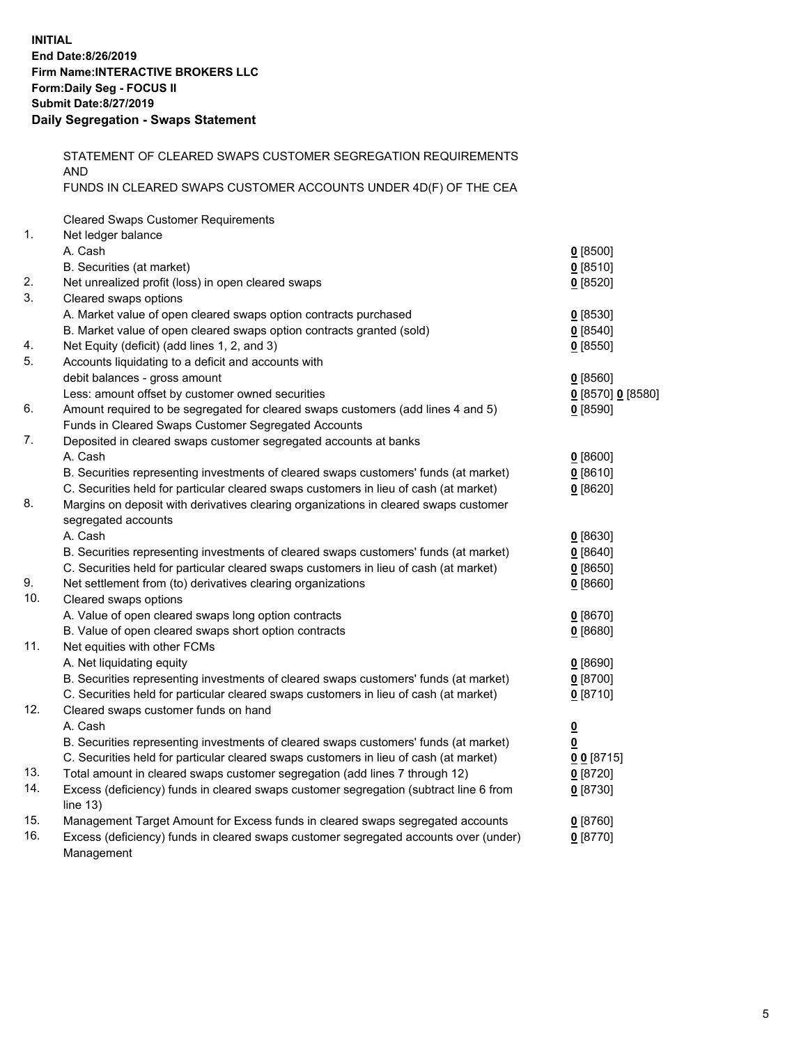**INITIAL**
**End Date:8/26/2019**
**Firm Name:INTERACTIVE BROKERS LLC**
**Form:Daily Seg - FOCUS II**
**Submit Date:8/27/2019**
**Daily Segregation - Swaps Statement**

STATEMENT OF CLEARED SWAPS CUSTOMER SEGREGATION REQUIREMENTS
AND
FUNDS IN CLEARED SWAPS CUSTOMER ACCOUNTS UNDER 4D(F) OF THE CEA

| | | |
|---|---|---|
| | Cleared Swaps Customer Requirements | |
| 1. | Net ledger balance | |
| | A. Cash | 0 [8500] |
| | B. Securities (at market) | 0 [8510] |
| 2. | Net unrealized profit (loss) in open cleared swaps | 0 [8520] |
| 3. | Cleared swaps options | |
| | A. Market value of open cleared swaps option contracts purchased | 0 [8530] |
| | B. Market value of open cleared swaps option contracts granted (sold) | 0 [8540] |
| 4. | Net Equity (deficit) (add lines 1, 2, and 3) | 0 [8550] |
| 5. | Accounts liquidating to a deficit and accounts with | |
| | debit balances - gross amount | 0 [8560] |
| | Less: amount offset by customer owned securities | 0 [8570] 0 [8580] |
| 6. | Amount required to be segregated for cleared swaps customers (add lines 4 and 5) | 0 [8590] |
| | Funds in Cleared Swaps Customer Segregated Accounts | |
| 7. | Deposited in cleared swaps customer segregated accounts at banks | |
| | A. Cash | 0 [8600] |
| | B. Securities representing investments of cleared swaps customers' funds (at market) | 0 [8610] |
| | C. Securities held for particular cleared swaps customers in lieu of cash (at market) | 0 [8620] |
| 8. | Margins on deposit with derivatives clearing organizations in cleared swaps customer segregated accounts | |
| | A. Cash | 0 [8630] |
| | B. Securities representing investments of cleared swaps customers' funds (at market) | 0 [8640] |
| | C. Securities held for particular cleared swaps customers in lieu of cash (at market) | 0 [8650] |
| 9. | Net settlement from (to) derivatives clearing organizations | 0 [8660] |
| 10. | Cleared swaps options | |
| | A. Value of open cleared swaps long option contracts | 0 [8670] |
| | B. Value of open cleared swaps short option contracts | 0 [8680] |
| 11. | Net equities with other FCMs | |
| | A. Net liquidating equity | 0 [8690] |
| | B. Securities representing investments of cleared swaps customers' funds (at market) | 0 [8700] |
| | C. Securities held for particular cleared swaps customers in lieu of cash (at market) | 0 [8710] |
| 12. | Cleared swaps customer funds on hand | |
| | A. Cash | 0 |
| | B. Securities representing investments of cleared swaps customers' funds (at market) | 0 |
| | C. Securities held for particular cleared swaps customers in lieu of cash (at market) | 0 0 [8715] |
| 13. | Total amount in cleared swaps customer segregation (add lines 7 through 12) | 0 [8720] |
| 14. | Excess (deficiency) funds in cleared swaps customer segregation (subtract line 6 from line 13) | 0 [8730] |
| 15. | Management Target Amount for Excess funds in cleared swaps segregated accounts | 0 [8760] |
| 16. | Excess (deficiency) funds in cleared swaps customer segregated accounts over (under) Management | 0 [8770] |